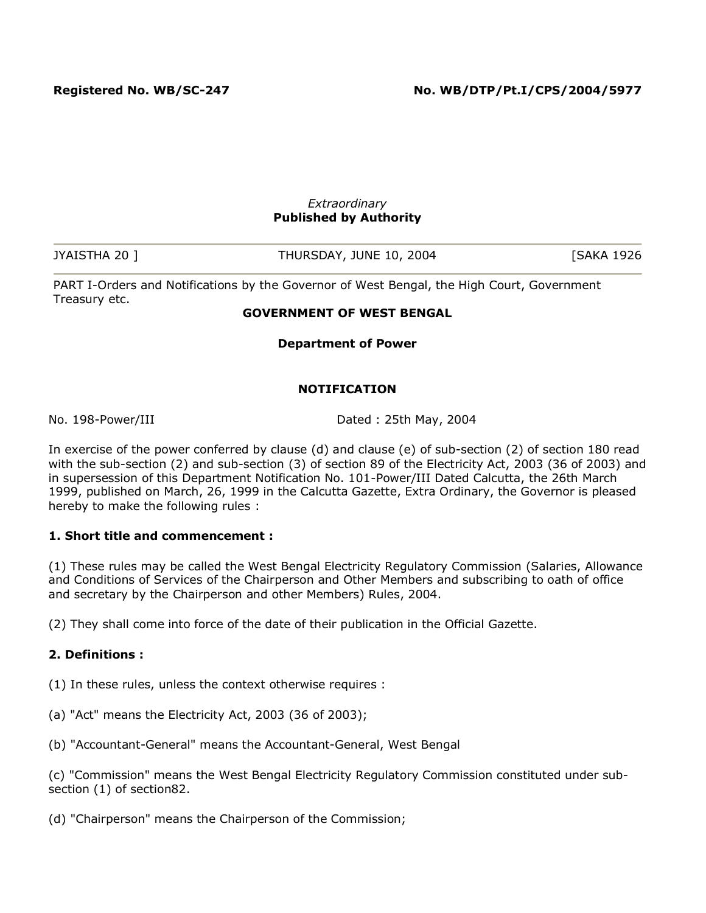**Registered No. WB/SC-247** **No. WB/DTP/Pt.I/CPS/2004/5977**

*Extraordinary*
**Published by Authority**

JYAISTHA 20 ] THURSDAY, JUNE 10, 2004 [SAKA 1926

PART I-Orders and Notifications by the Governor of West Bengal, the High Court, Government Treasury etc.

## GOVERNMENT OF WEST BENGAL

### Department of Power

### NOTIFICATION

No. 198-Power/III Dated : 25th May, 2004

In exercise of the power conferred by clause (d) and clause (e) of sub-section (2) of section 180 read with the sub-section (2) and sub-section (3) of section 89 of the Electricity Act, 2003 (36 of 2003) and in supersession of this Department Notification No. 101-Power/III Dated Calcutta, the 26th March 1999, published on March, 26, 1999 in the Calcutta Gazette, Extra Ordinary, the Governor is pleased hereby to make the following rules :

**1. Short title and commencement :**

(1) These rules may be called the West Bengal Electricity Regulatory Commission (Salaries, Allowance and Conditions of Services of the Chairperson and Other Members and subscribing to oath of office and secretary by the Chairperson and other Members) Rules, 2004.

(2) They shall come into force of the date of their publication in the Official Gazette.

**2. Definitions :**

(1) In these rules, unless the context otherwise requires :

(a) "Act" means the Electricity Act, 2003 (36 of 2003);

(b) "Accountant-General" means the Accountant-General, West Bengal

(c) "Commission" means the West Bengal Electricity Regulatory Commission constituted under sub-section (1) of section82.

(d) "Chairperson" means the Chairperson of the Commission;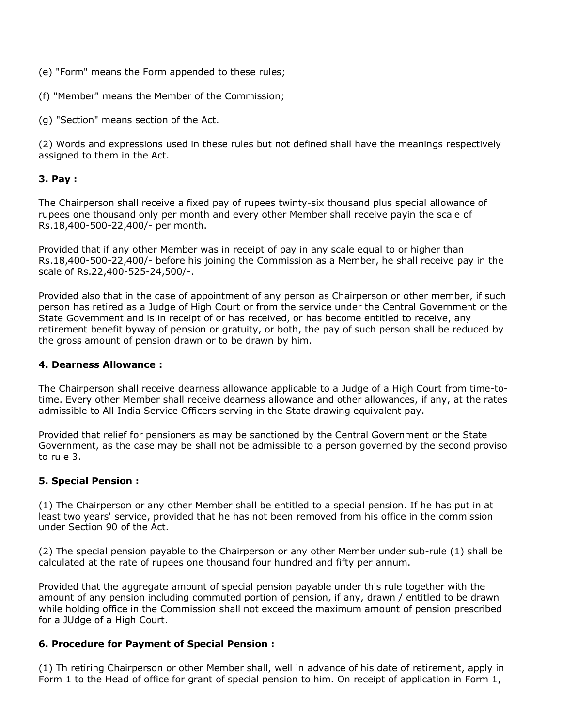(e) "Form" means the Form appended to these rules;

(f) "Member" means the Member of the Commission;

(g) "Section" means section of the Act.

(2) Words and expressions used in these rules but not defined shall have the meanings respectively assigned to them in the Act.

### 3. Pay :

The Chairperson shall receive a fixed pay of rupees twinty-six thousand plus special allowance of rupees one thousand only per month and every other Member shall receive payin the scale of Rs.18,400-500-22,400/- per month.

Provided that if any other Member was in receipt of pay in any scale equal to or higher than Rs.18,400-500-22,400/- before his joining the Commission as a Member, he shall receive pay in the scale of Rs.22,400-525-24,500/-.

Provided also that in the case of appointment of any person as Chairperson or other member, if such person has retired as a Judge of High Court or from the service under the Central Government or the State Government and is in receipt of or has received, or has become entitled to receive, any retirement benefit byway of pension or gratuity, or both, the pay of such person shall be reduced by the gross amount of pension drawn or to be drawn by him.

### 4. Dearness Allowance :

The Chairperson shall receive dearness allowance applicable to a Judge of a High Court from time-to-time. Every other Member shall receive dearness allowance and other allowances, if any, at the rates admissible to All India Service Officers serving in the State drawing equivalent pay.

Provided that relief for pensioners as may be sanctioned by the Central Government or the State Government, as the case may be shall not be admissible to a person governed by the second proviso to rule 3.

### 5. Special Pension :

(1) The Chairperson or any other Member shall be entitled to a special pension. If he has put in at least two years' service, provided that he has not been removed from his office in the commission under Section 90 of the Act.

(2) The special pension payable to the Chairperson or any other Member under sub-rule (1) shall be calculated at the rate of rupees one thousand four hundred and fifty per annum.

Provided that the aggregate amount of special pension payable under this rule together with the amount of any pension including commuted portion of pension, if any, drawn / entitled to be drawn while holding office in the Commission shall not exceed the maximum amount of pension prescribed for a JUdge of a High Court.

### 6. Procedure for Payment of Special Pension :

(1) Th retiring Chairperson or other Member shall, well in advance of his date of retirement, apply in Form 1 to the Head of office for grant of special pension to him. On receipt of application in Form 1,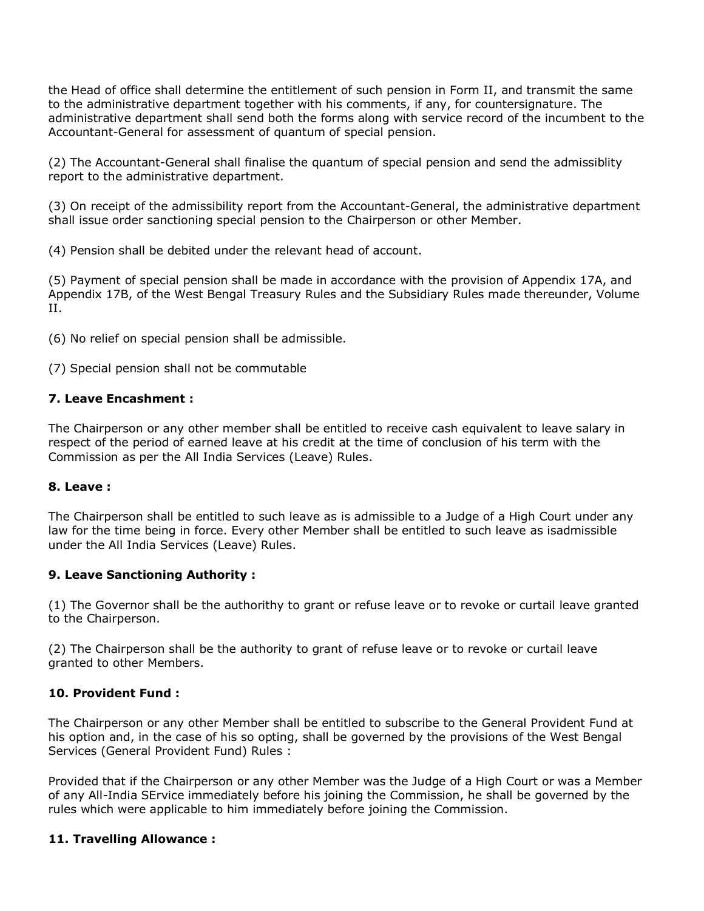the Head of office shall determine the entitlement of such pension in Form II, and transmit the same to the administrative department together with his comments, if any, for countersignature. The administrative department shall send both the forms along with service record of the incumbent to the Accountant-General for assessment of quantum of special pension.

(2) The Accountant-General shall finalise the quantum of special pension and send the admissiblity report to the administrative department.

(3) On receipt of the admissibility report from the Accountant-General, the administrative department shall issue order sanctioning special pension to the Chairperson or other Member.

(4) Pension shall be debited under the relevant head of account.

(5) Payment of special pension shall be made in accordance with the provision of Appendix 17A, and Appendix 17B, of the West Bengal Treasury Rules and the Subsidiary Rules made thereunder, Volume II.

(6) No relief on special pension shall be admissible.

(7) Special pension shall not be commutable

**7. Leave Encashment :**

The Chairperson or any other member shall be entitled to receive cash equivalent to leave salary in respect of the period of earned leave at his credit at the time of conclusion of his term with the Commission as per the All India Services (Leave) Rules.

**8. Leave :**

The Chairperson shall be entitled to such leave as is admissible to a Judge of a High Court under any law for the time being in force. Every other Member shall be entitled to such leave as isadmissible under the All India Services (Leave) Rules.

**9. Leave Sanctioning Authority :**

(1) The Governor shall be the authorithy to grant or refuse leave or to revoke or curtail leave granted to the Chairperson.

(2) The Chairperson shall be the authority to grant of refuse leave or to revoke or curtail leave granted to other Members.

**10. Provident Fund :**

The Chairperson or any other Member shall be entitled to subscribe to the General Provident Fund at his option and, in the case of his so opting, shall be governed by the provisions of the West Bengal Services (General Provident Fund) Rules :

Provided that if the Chairperson or any other Member was the Judge of a High Court or was a Member of any All-India SErvice immediately before his joining the Commission, he shall be governed by the rules which were applicable to him immediately before joining the Commission.

**11. Travelling Allowance :**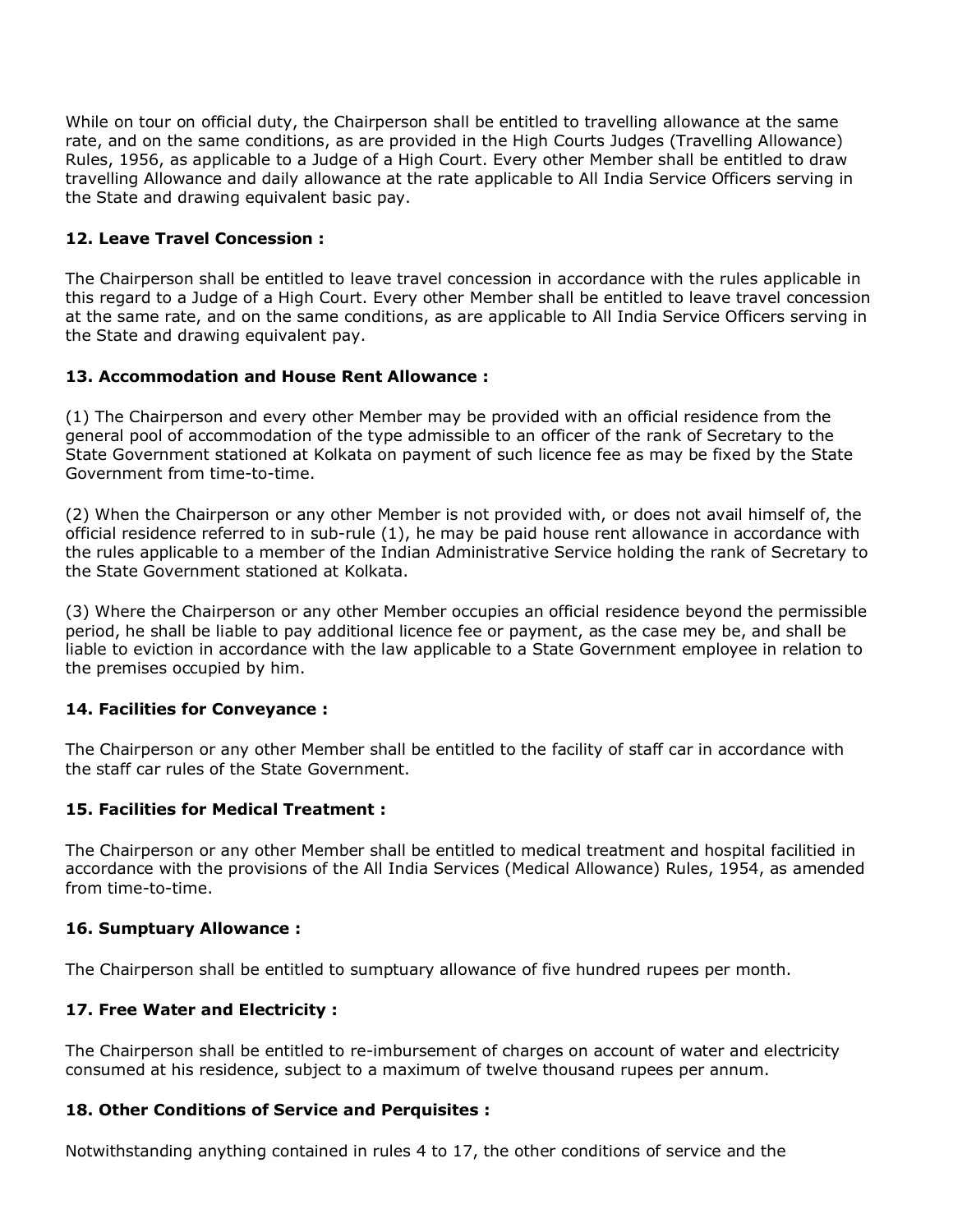While on tour on official duty, the Chairperson shall be entitled to travelling allowance at the same rate, and on the same conditions, as are provided in the High Courts Judges (Travelling Allowance) Rules, 1956, as applicable to a Judge of a High Court. Every other Member shall be entitled to draw travelling Allowance and daily allowance at the rate applicable to All India Service Officers serving in the State and drawing equivalent basic pay.

**12. Leave Travel Concession :**

The Chairperson shall be entitled to leave travel concession in accordance with the rules applicable in this regard to a Judge of a High Court. Every other Member shall be entitled to leave travel concession at the same rate, and on the same conditions, as are applicable to All India Service Officers serving in the State and drawing equivalent pay.

**13. Accommodation and House Rent Allowance :**

(1) The Chairperson and every other Member may be provided with an official residence from the general pool of accommodation of the type admissible to an officer of the rank of Secretary to the State Government stationed at Kolkata on payment of such licence fee as may be fixed by the State Government from time-to-time.

(2) When the Chairperson or any other Member is not provided with, or does not avail himself of, the official residence referred to in sub-rule (1), he may be paid house rent allowance in accordance with the rules applicable to a member of the Indian Administrative Service holding the rank of Secretary to the State Government stationed at Kolkata.

(3) Where the Chairperson or any other Member occupies an official residence beyond the permissible period, he shall be liable to pay additional licence fee or payment, as the case mey be, and shall be liable to eviction in accordance with the law applicable to a State Government employee in relation to the premises occupied by him.

**14. Facilities for Conveyance :**

The Chairperson or any other Member shall be entitled to the facility of staff car in accordance with the staff car rules of the State Government.

**15. Facilities for Medical Treatment :**

The Chairperson or any other Member shall be entitled to medical treatment and hospital facilitied in accordance with the provisions of the All India Services (Medical Allowance) Rules, 1954, as amended from time-to-time.

**16. Sumptuary Allowance :**

The Chairperson shall be entitled to sumptuary allowance of five hundred rupees per month.

**17. Free Water and Electricity :**

The Chairperson shall be entitled to re-imbursement of charges on account of water and electricity consumed at his residence, subject to a maximum of twelve thousand rupees per annum.

**18. Other Conditions of Service and Perquisites :**

Notwithstanding anything contained in rules 4 to 17, the other conditions of service and the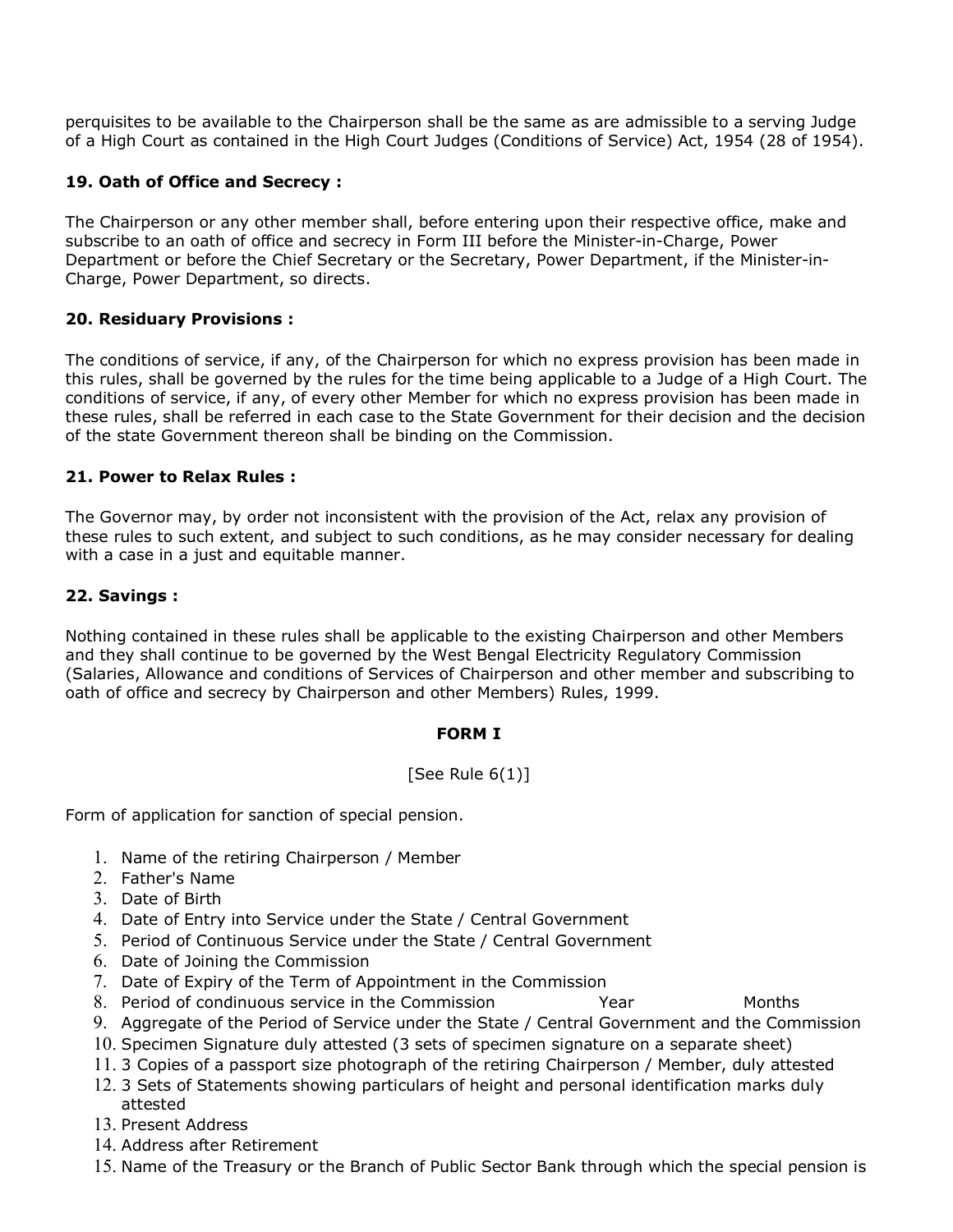perquisites to be available to the Chairperson shall be the same as are admissible to a serving Judge of a High Court as contained in the High Court Judges (Conditions of Service) Act, 1954 (28 of 1954).

**19. Oath of Office and Secrecy :**

The Chairperson or any other member shall, before entering upon their respective office, make and subscribe to an oath of office and secrecy in Form III before the Minister-in-Charge, Power Department or before the Chief Secretary or the Secretary, Power Department, if the Minister-in-Charge, Power Department, so directs.

**20. Residuary Provisions :**

The conditions of service, if any, of the Chairperson for which no express provision has been made in this rules, shall be governed by the rules for the time being applicable to a Judge of a High Court. The conditions of service, if any, of every other Member for which no express provision has been made in these rules, shall be referred in each case to the State Government for their decision and the decision of the state Government thereon shall be binding on the Commission.

**21. Power to Relax Rules :**

The Governor may, by order not inconsistent with the provision of the Act, relax any provision of these rules to such extent, and subject to such conditions, as he may consider necessary for dealing with a case in a just and equitable manner.

**22. Savings :**

Nothing contained in these rules shall be applicable to the existing Chairperson and other Members and they shall continue to be governed by the West Bengal Electricity Regulatory Commission (Salaries, Allowance and conditions of Services of Chairperson and other member and subscribing to oath of office and secrecy by Chairperson and other Members) Rules, 1999.

**FORM I**

[See Rule 6(1)]

Form of application for sanction of special pension.

1. Name of the retiring Chairperson / Member
2. Father's Name
3. Date of Birth
4. Date of Entry into Service under the State / Central Government
5. Period of Continuous Service under the State / Central Government
6. Date of Joining the Commission
7. Date of Expiry of the Term of Appointment in the Commission
8. Period of condinuous service in the Commission Year Months
9. Aggregate of the Period of Service under the State / Central Government and the Commission
10. Specimen Signature duly attested (3 sets of specimen signature on a separate sheet)
11. 3 Copies of a passport size photograph of the retiring Chairperson / Member, duly attested
12. 3 Sets of Statements showing particulars of height and personal identification marks duly attested
13. Present Address
14. Address after Retirement
15. Name of the Treasury or the Branch of Public Sector Bank through which the special pension is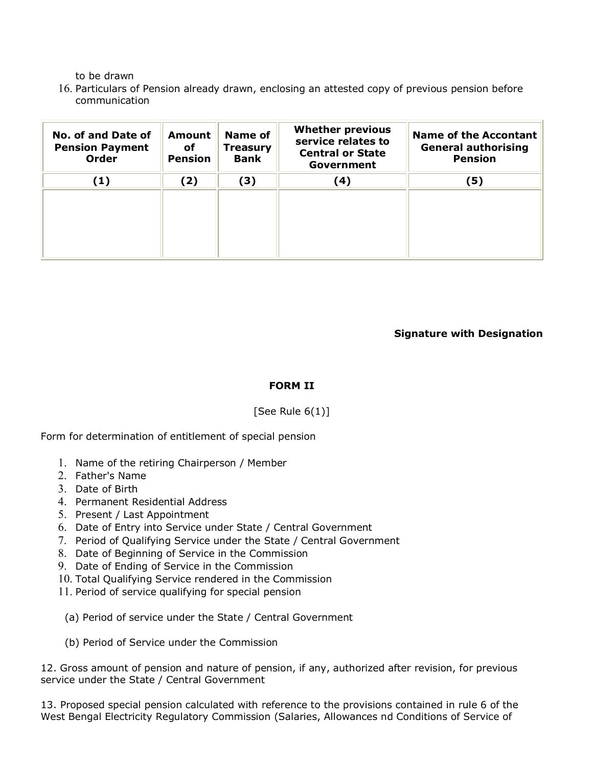to be drawn

16. Particulars of Pension already drawn, enclosing an attested copy of previous pension before communication

| No. of and Date of Pension Payment Order | Amount of Pension | Name of Treasury Bank | Whether previous service relates to Central or State Government | Name of the Accontant General authorising Pension |
|---|---|---|---|---|
| (1) | (2) | (3) | (4) | (5) |
| | | | | |

**Signature with Designation**

**FORM II**

[See Rule 6(1)]

Form for determination of entitlement of special pension

1. Name of the retiring Chairperson / Member
2. Father's Name
3. Date of Birth
4. Permanent Residential Address
5. Present / Last Appointment
6. Date of Entry into Service under State / Central Government
7. Period of Qualifying Service under the State / Central Government
8. Date of Beginning of Service in the Commission
9. Date of Ending of Service in the Commission
10. Total Qualifying Service rendered in the Commission
11. Period of service qualifying for special pension

(a) Period of service under the State / Central Government

(b) Period of Service under the Commission

12. Gross amount of pension and nature of pension, if any, authorized after revision, for previous service under the State / Central Government

13. Proposed special pension calculated with reference to the provisions contained in rule 6 of the West Bengal Electricity Regulatory Commission (Salaries, Allowances nd Conditions of Service of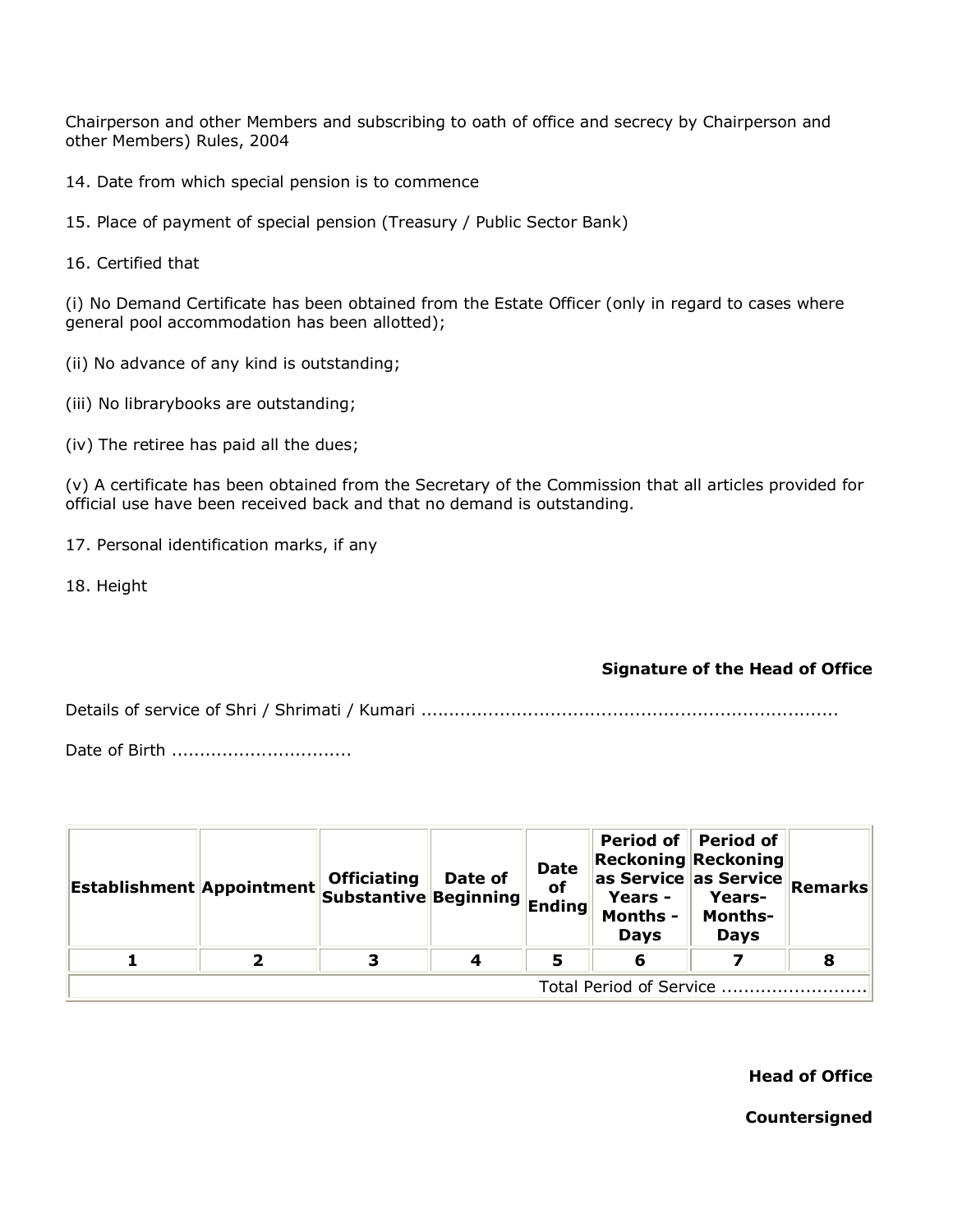Chairperson and other Members and subscribing to oath of office and secrecy by Chairperson and other Members) Rules, 2004

14. Date from which special pension is to commence

15. Place of payment of special pension (Treasury / Public Sector Bank)

16. Certified that

(i) No Demand Certificate has been obtained from the Estate Officer (only in regard to cases where general pool accommodation has been allotted);

(ii) No advance of any kind is outstanding;

(iii) No librarybooks are outstanding;

(iv) The retiree has paid all the dues;

(v) A certificate has been obtained from the Secretary of the Commission that all articles provided for official use have been received back and that no demand is outstanding.

17. Personal identification marks, if any

18. Height

**Signature of the Head of Office**

Details of service of Shri / Shrimati / Kumari ..........................................................................

Date of Birth ................................

| Establishment | Appointment | Officiating Substantive | Date of Beginning | Date of Ending | Period of Reckoning as Service Years - Months - Days | Period of Reckoning as Service Years- Months- Days | Remarks |
|---|---|---|---|---|---|---|---|
| 1 | 2 | 3 | 4 | 5 | 6 | 7 | 8 |
| Total Period of Service .......................... | | | | | | | |

**Head of Office**

**Countersigned**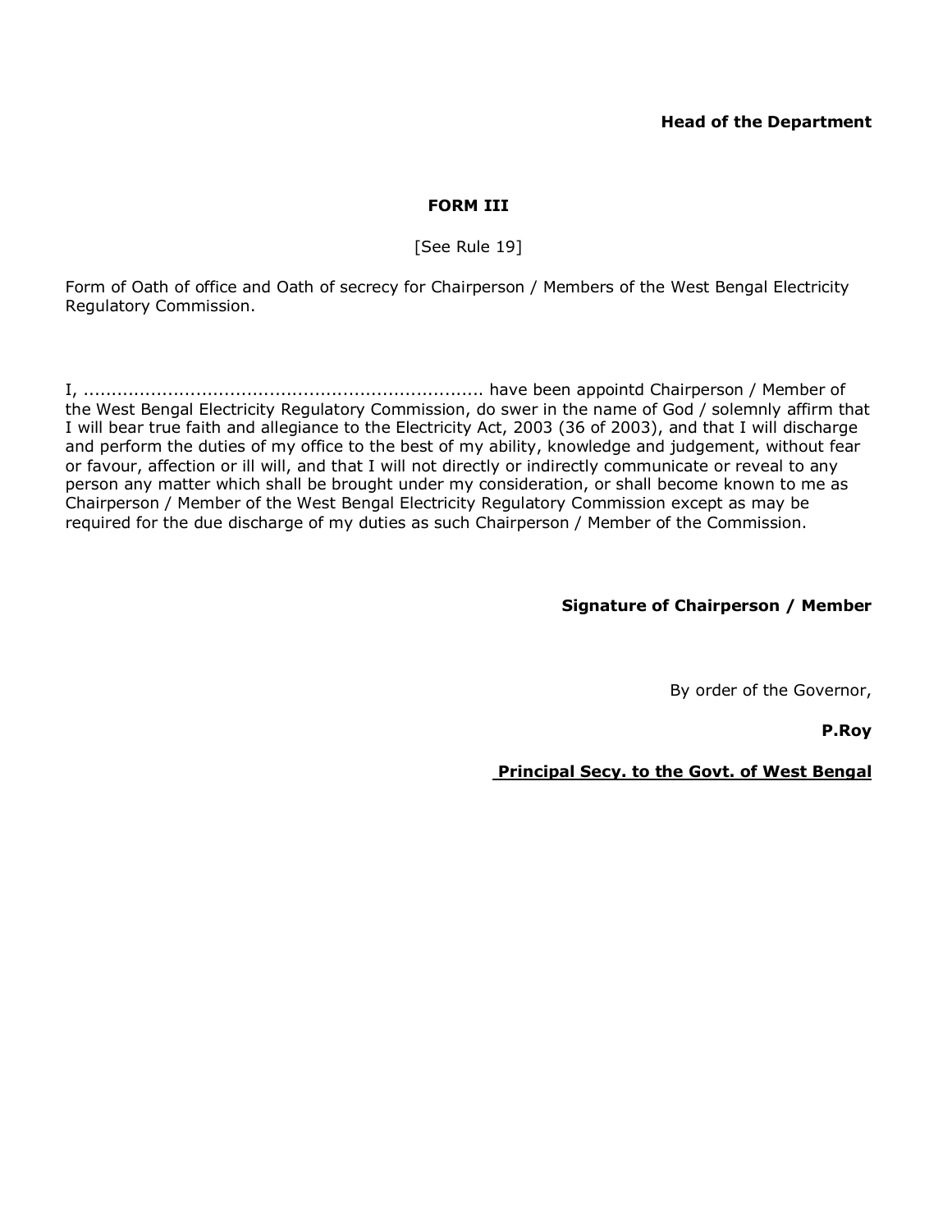**Head of the Department**

**FORM III**

[See Rule 19]

Form of Oath of office and Oath of secrecy for Chairperson / Members of the West Bengal Electricity Regulatory Commission.

I, ...................................................................... have been appointd Chairperson / Member of the West Bengal Electricity Regulatory Commission, do swer in the name of God / solemnly affirm that I will bear true faith and allegiance to the Electricity Act, 2003 (36 of 2003), and that I will discharge and perform the duties of my office to the best of my ability, knowledge and judgement, without fear or favour, affection or ill will, and that I will not directly or indirectly communicate or reveal to any person any matter which shall be brought under my consideration, or shall become known to me as Chairperson / Member of the West Bengal Electricity Regulatory Commission except as may be required for the due discharge of my duties as such Chairperson / Member of the Commission.

**Signature of Chairperson / Member**

By order of the Governor,

**P.Roy**

**Principal Secy. to the Govt. of West Bengal**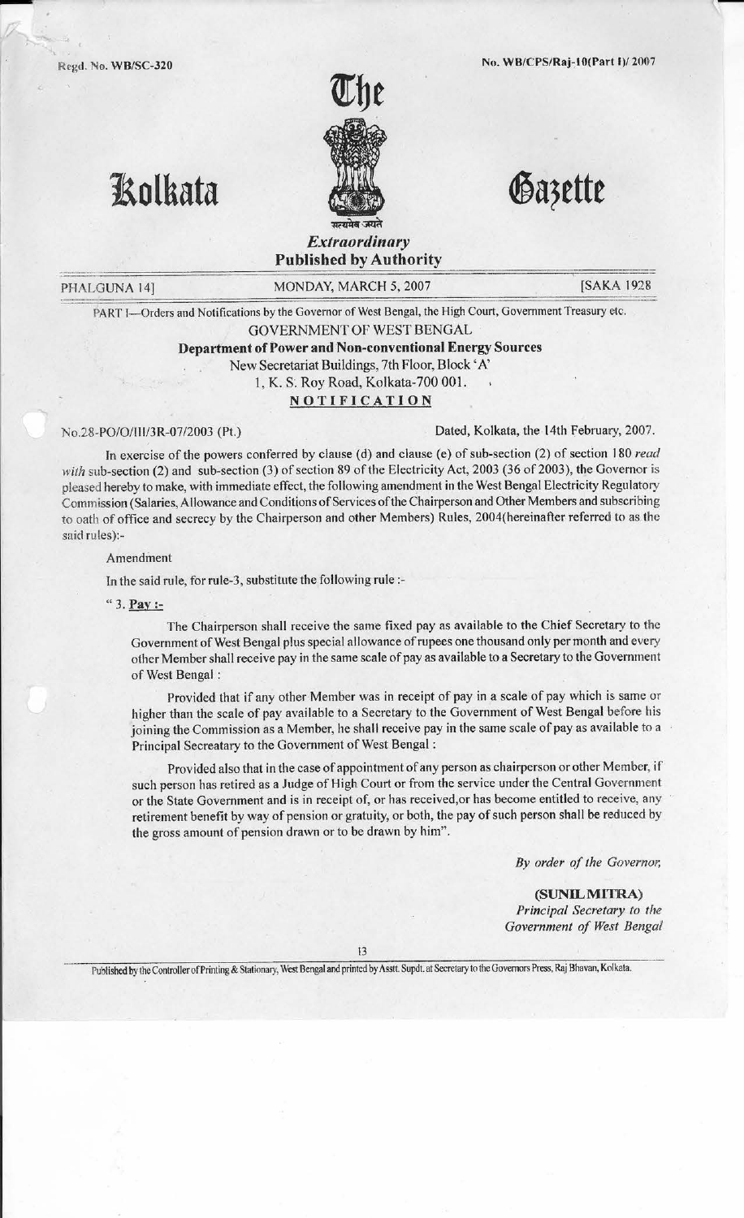Regd. No. WB/SC-320

No. WB/CPS/Raj-10(Part I)/ 2007

# The Kolkata Gazette

सत्यमेव जयते

*Extraordinary*

**Published by Authority**

PHALGUNA 14] MONDAY, MARCH 5, 2007 [SAKA 1928

PART I—Orders and Notifications by the Governor of West Bengal, the High Court, Government Treasury etc.

GOVERNMENT OF WEST BENGAL

**Department of Power and Non-conventional Energy Sources**

New Secretariat Buildings, 7th Floor, Block 'A'

1, K. S. Roy Road, Kolkata-700 001.

**NOTIFICATION**

No.28-PO/O/III/3R-07/2003 (Pt.) Dated, Kolkata, the 14th February, 2007.

In exercise of the powers conferred by clause (d) and clause (e) of sub-section (2) of section 180 *read with* sub-section (2) and sub-section (3) of section 89 of the Electricity Act, 2003 (36 of 2003), the Governor is pleased hereby to make, with immediate effect, the following amendment in the West Bengal Electricity Regulatory Commission (Salaries, Allowance and Conditions of Services of the Chairperson and Other Members and subscribing to oath of office and secrecy by the Chairperson and other Members) Rules, 2004(hereinafter referred to as the said rules):-

Amendment

In the said rule, for rule-3, substitute the following rule :-

" 3. **Pay :-**

The Chairperson shall receive the same fixed pay as available to the Chief Secretary to the Government of West Bengal plus special allowance of rupees one thousand only per month and every other Member shall receive pay in the same scale of pay as available to a Secretary to the Government of West Bengal :

Provided that if any other Member was in receipt of pay in a scale of pay which is same or higher than the scale of pay available to a Secretary to the Government of West Bengal before his joining the Commission as a Member, he shall receive pay in the same scale of pay as available to a Principal Secretary to the Government of West Bengal :

Provided also that in the case of appointment of any person as chairperson or other Member, if such person has retired as a Judge of High Court or from the service under the Central Government or the State Government and is in receipt of, or has received,or has become entitled to receive, any retirement benefit by way of pension or gratuity, or both, the pay of such person shall be reduced by the gross amount of pension drawn or to be drawn by him".

*By order of the Governor,*

**(SUNIL MITRA)**

*Principal Secretary to the Government of West Bengal*

Published by the Controller of Printing & Stationary, West Bengal and printed by Asstt. Supdt. at Secretary to the Governors Press, Raj Bhavan, Kolkata.